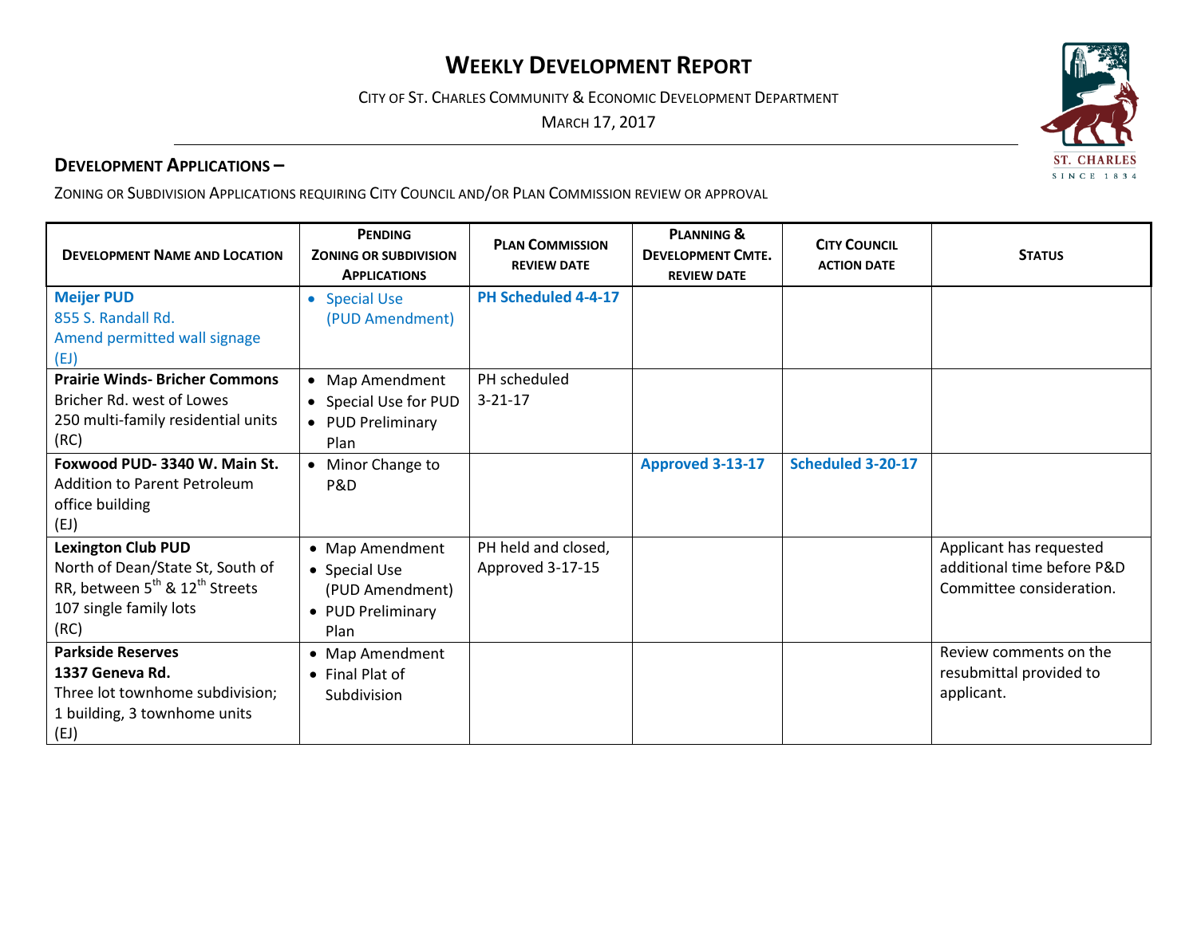# WEEKLY DEVELOPMENT REPORT

CITY OF ST. CHARLES COMMUNITY & ECONOMIC DEVELOPMENT DEPARTMENT

MARCH 17, 2017

## DEVELOPMENT APPLICATIONS –

ZONING OR SUBDIVISION APPLICATIONS REQUIRING CITY COUNCIL AND/OR PLAN COMMISSION REVIEW OR APPROVAL

| DEVELOPMENT NAME AND LOCATION | PENDING ZONING OR SUBDIVISION APPLICATIONS | PLAN COMMISSION REVIEW DATE | PLANNING & DEVELOPMENT CMTE. REVIEW DATE | CITY COUNCIL ACTION DATE | STATUS |
|---|---|---|---|---|---|
| **Meijer PUD**<br>855 S. Randall Rd.<br>Amend permitted wall signage<br>(EJ) | • Special Use (PUD Amendment) | **PH Scheduled 4-4-17** | | | |
| **Prairie Winds- Bricher Commons**<br>Bricher Rd. west of Lowes<br>250 multi-family residential units<br>(RC) | • Map Amendment<br>• Special Use for PUD<br>• PUD Preliminary Plan | PH scheduled 3-21-17 | | | |
| **Foxwood PUD- 3340 W. Main St.**<br>Addition to Parent Petroleum office building<br>(EJ) | • Minor Change to P&D | | **Approved 3-13-17** | **Scheduled 3-20-17** | |
| **Lexington Club PUD**<br>North of Dean/State St, South of RR, between 5th & 12th Streets<br>107 single family lots<br>(RC) | • Map Amendment<br>• Special Use (PUD Amendment)<br>• PUD Preliminary Plan | PH held and closed, Approved 3-17-15 | | | Applicant has requested additional time before P&D Committee consideration. |
| **Parkside Reserves**<br>**1337 Geneva Rd.**<br>Three lot townhome subdivision; 1 building, 3 townhome units<br>(EJ) | • Map Amendment<br>• Final Plat of Subdivision | | | | Review comments on the resubmittal provided to applicant. |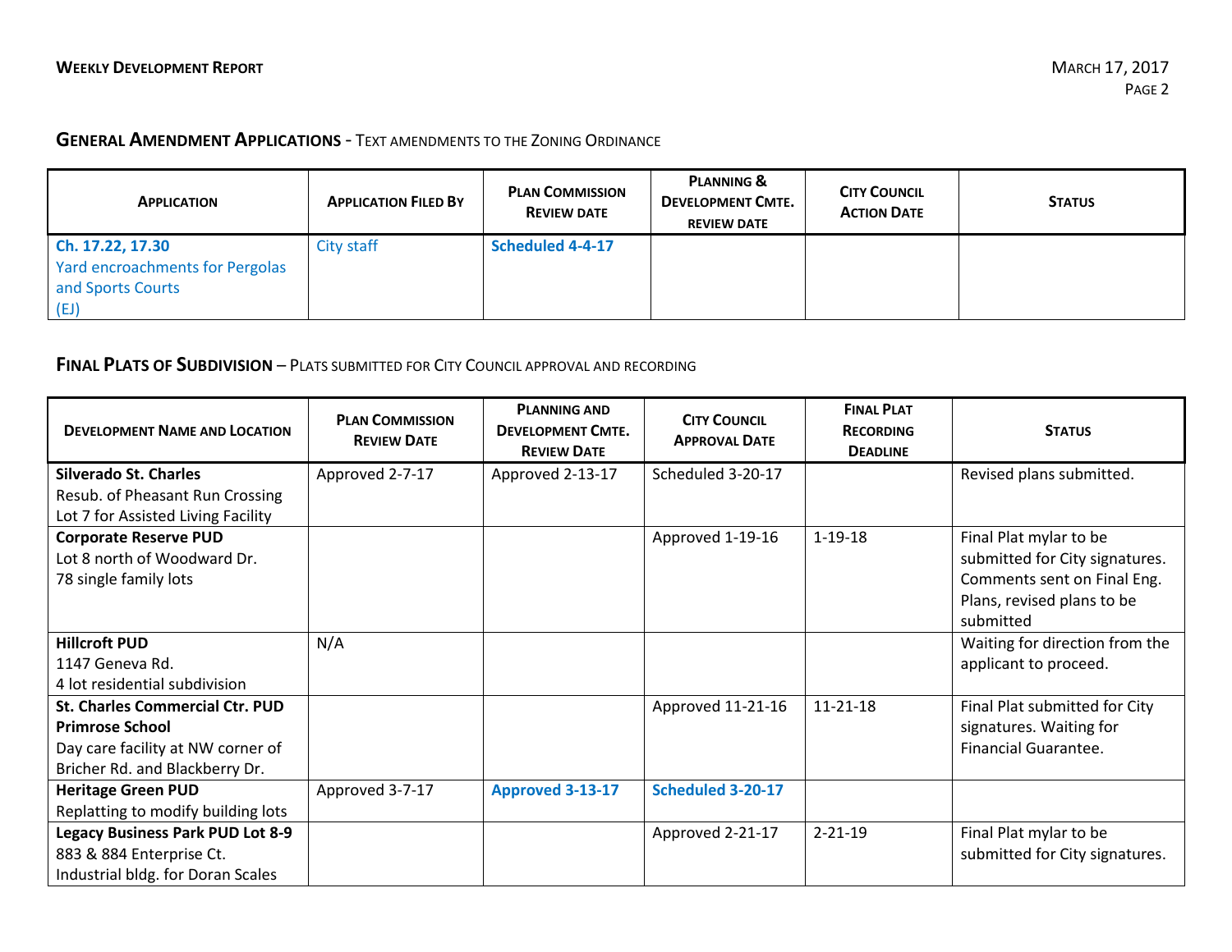## **General Amendment Applications** - Text amendments to the Zoning Ordinance

| Application | Application Filed By | Plan Commission Review date | Planning & Development Cmte. review date | City Council Action Date | Status |
|---|---|---|---|---|---|
| **Ch. 17.22, 17.30**<br>Yard encroachments for Pergolas and Sports Courts<br>(EJ) | City staff | **Scheduled 4-4-17** | | | |

## **Final Plats of Subdivision** – Plats submitted for City Council approval and recording

| Development Name and Location | Plan Commission Review Date | Planning and Development Cmte. Review Date | City Council Approval Date | Final Plat Recording Deadline | Status |
|---|---|---|---|---|---|
| **Silverado St. Charles**<br>Resub. of Pheasant Run Crossing Lot 7 for Assisted Living Facility | Approved 2-7-17 | Approved 2-13-17 | Scheduled 3-20-17 | | Revised plans submitted. |
| **Corporate Reserve PUD**<br>Lot 8 north of Woodward Dr.<br>78 single family lots | | | Approved 1-19-16 | 1-19-18 | Final Plat mylar to be submitted for City signatures. Comments sent on Final Eng. Plans, revised plans to be submitted |
| **Hillcroft PUD**<br>1147 Geneva Rd.<br>4 lot residential subdivision | N/A | | | | Waiting for direction from the applicant to proceed. |
| **St. Charles Commercial Ctr. PUD**<br>**Primrose School**<br>Day care facility at NW corner of Bricher Rd. and Blackberry Dr. | | | Approved 11-21-16 | 11-21-18 | Final Plat submitted for City signatures. Waiting for Financial Guarantee. |
| **Heritage Green PUD**<br>Replatting to modify building lots | Approved 3-7-17 | **Approved 3-13-17** | **Scheduled 3-20-17** | | |
| **Legacy Business Park PUD Lot 8-9**<br>883 & 884 Enterprise Ct.<br>Industrial bldg. for Doran Scales | | | Approved 2-21-17 | 2-21-19 | Final Plat mylar to be submitted for City signatures. |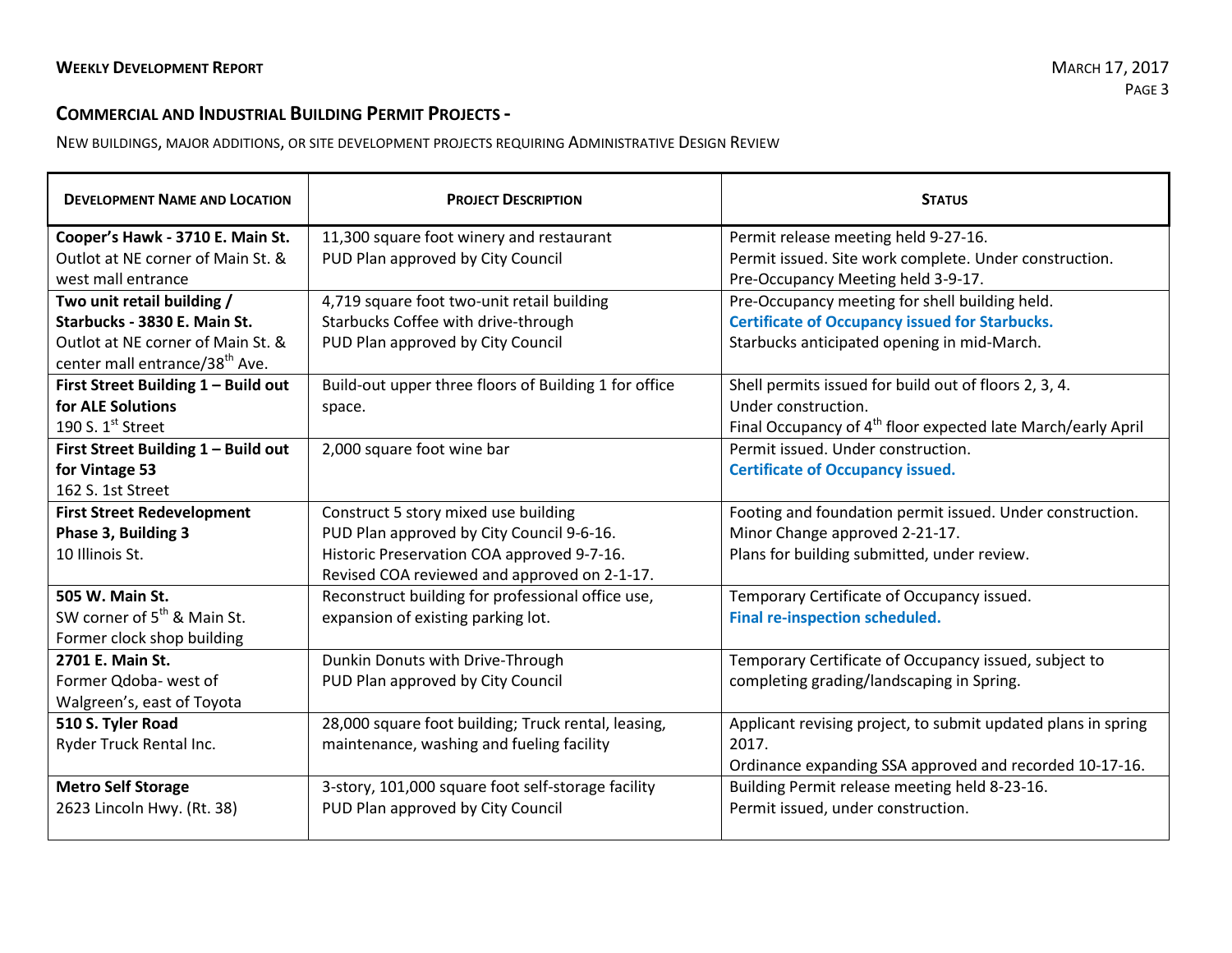## Commercial and Industrial Building Permit Projects -

New buildings, major additions, or site development projects requiring Administrative Design Review

| Development Name and Location | Project Description | Status |
|---|---|---|
| **Cooper's Hawk - 3710 E. Main St.**<br>Outlot at NE corner of Main St. & west mall entrance | 11,300 square foot winery and restaurant<br>PUD Plan approved by City Council | Permit release meeting held 9-27-16.<br>Permit issued. Site work complete. Under construction.<br>Pre-Occupancy Meeting held 3-9-17. |
| **Two unit retail building / Starbucks - 3830 E. Main St.**<br>Outlot at NE corner of Main St. & center mall entrance/38th Ave. | 4,719 square foot two-unit retail building<br>Starbucks Coffee with drive-through<br>PUD Plan approved by City Council | Pre-Occupancy meeting for shell building held.<br>**Certificate of Occupancy issued for Starbucks.**<br>Starbucks anticipated opening in mid-March. |
| **First Street Building 1 – Build out for ALE Solutions**<br>190 S. 1st Street | Build-out upper three floors of Building 1 for office space. | Shell permits issued for build out of floors 2, 3, 4.<br>Under construction.<br>Final Occupancy of 4th floor expected late March/early April |
| **First Street Building 1 – Build out for Vintage 53**<br>162 S. 1st Street | 2,000 square foot wine bar | Permit issued. Under construction.<br>**Certificate of Occupancy issued.** |
| **First Street Redevelopment Phase 3, Building 3**<br>10 Illinois St. | Construct 5 story mixed use building<br>PUD Plan approved by City Council 9-6-16.<br>Historic Preservation COA approved 9-7-16.<br>Revised COA reviewed and approved on 2-1-17. | Footing and foundation permit issued. Under construction.<br>Minor Change approved 2-21-17.<br>Plans for building submitted, under review. |
| **505 W. Main St.**<br>SW corner of 5th & Main St.<br>Former clock shop building | Reconstruct building for professional office use, expansion of existing parking lot. | Temporary Certificate of Occupancy issued.<br>**Final re-inspection scheduled.** |
| **2701 E. Main St.**<br>Former Qdoba- west of Walgreen's, east of Toyota | Dunkin Donuts with Drive-Through<br>PUD Plan approved by City Council | Temporary Certificate of Occupancy issued, subject to completing grading/landscaping in Spring. |
| **510 S. Tyler Road**<br>Ryder Truck Rental Inc. | 28,000 square foot building; Truck rental, leasing, maintenance, washing and fueling facility | Applicant revising project, to submit updated plans in spring 2017.<br>Ordinance expanding SSA approved and recorded 10-17-16. |
| **Metro Self Storage**<br>2623 Lincoln Hwy. (Rt. 38) | 3-story, 101,000 square foot self-storage facility<br>PUD Plan approved by City Council | Building Permit release meeting held 8-23-16.<br>Permit issued, under construction. |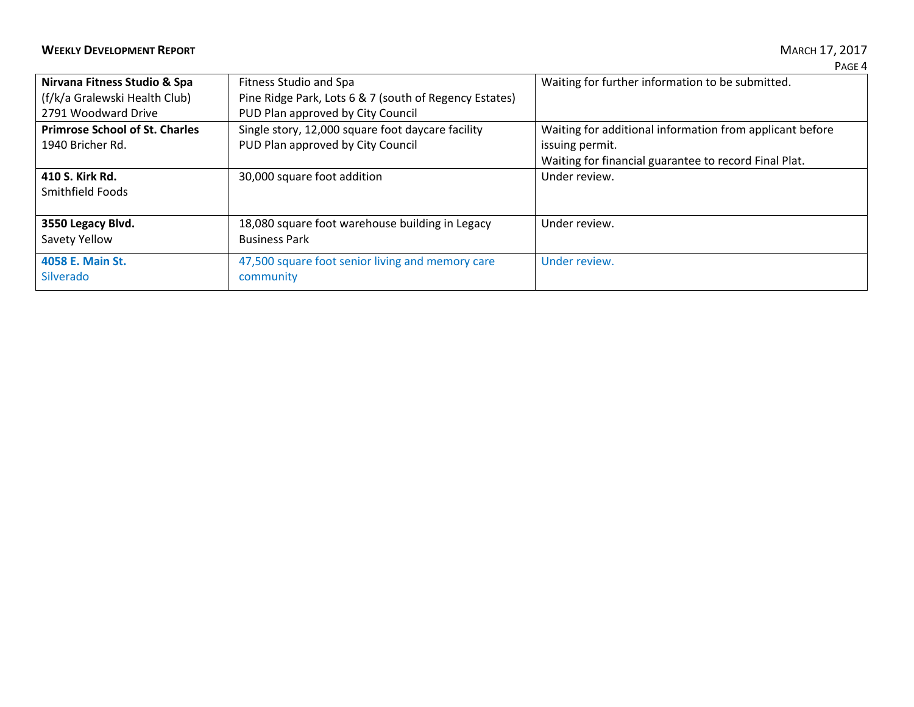| | | |
|---|---|---|
| **Nirvana Fitness Studio & Spa**<br>(f/k/a Gralewski Health Club)<br>2791 Woodward Drive | Fitness Studio and Spa<br>Pine Ridge Park, Lots 6 & 7 (south of Regency Estates)<br>PUD Plan approved by City Council | Waiting for further information to be submitted. |
| **Primrose School of St. Charles**<br>1940 Bricher Rd. | Single story, 12,000 square foot daycare facility<br>PUD Plan approved by City Council | Waiting for additional information from applicant before issuing permit.<br>Waiting for financial guarantee to record Final Plat. |
| **410 S. Kirk Rd.**<br>Smithfield Foods | 30,000 square foot addition | Under review. |
| **3550 Legacy Blvd.**<br>Savety Yellow | 18,080 square foot warehouse building in Legacy Business Park | Under review. |
| **4058 E. Main St.**<br>Silverado | 47,500 square foot senior living and memory care community | Under review. |